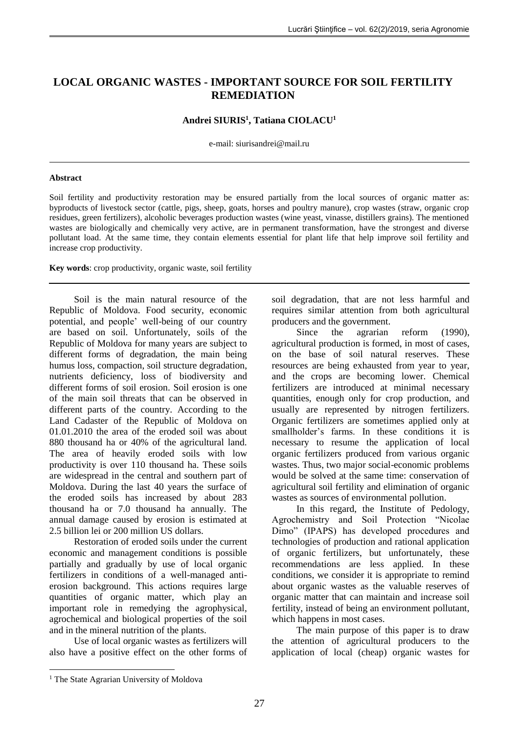# LOCAL ORGANIC WASTES - IMPORTANT SOURCE FOR SOIL FERTILITY REMEDIATION

**Andrei SIURIS[1], Tatiana CIOLACU[1]**

e-mail: siurisandrei@mail.ru

### Abstract

Soil fertility and productivity restoration may be ensured partially from the local sources of organic matter as: byproducts of livestock sector (cattle, pigs, sheep, goats, horses and poultry manure), crop wastes (straw, organic crop residues, green fertilizers), alcoholic beverages production wastes (wine yeast, vinasse, distillers grains). The mentioned wastes are biologically and chemically very active, are in permanent transformation, have the strongest and diverse pollutant load. At the same time, they contain elements essential for plant life that help improve soil fertility and increase crop productivity.

**Key words**: crop productivity, organic waste, soil fertility

Soil is the main natural resource of the Republic of Moldova. Food security, economic potential, and people' well-being of our country are based on soil. Unfortunately, soils of the Republic of Moldova for many years are subject to different forms of degradation, the main being humus loss, compaction, soil structure degradation, nutrients deficiency, loss of biodiversity and different forms of soil erosion. Soil erosion is one of the main soil threats that can be observed in different parts of the country. According to the Land Cadaster of the Republic of Moldova on 01.01.2010 the area of the eroded soil was about 880 thousand ha or 40% of the agricultural land. The area of heavily eroded soils with low productivity is over 110 thousand ha. These soils are widespread in the central and southern part of Moldova. During the last 40 years the surface of the eroded soils has increased by about 283 thousand ha or 7.0 thousand ha annually. The annual damage caused by erosion is estimated at 2.5 billion lei or 200 million US dollars.

Restoration of eroded soils under the current economic and management conditions is possible partially and gradually by use of local organic fertilizers in conditions of a well-managed anti-erosion background. This actions requires large quantities of organic matter, which play an important role in remedying the agrophysical, agrochemical and biological properties of the soil and in the mineral nutrition of the plants.

Use of local organic wastes as fertilizers will also have a positive effect on the other forms of soil degradation, that are not less harmful and requires similar attention from both agricultural producers and the government.

Since the agrarian reform (1990), agricultural production is formed, in most of cases, on the base of soil natural reserves. These resources are being exhausted from year to year, and the crops are becoming lower. Chemical fertilizers are introduced at minimal necessary quantities, enough only for crop production, and usually are represented by nitrogen fertilizers. Organic fertilizers are sometimes applied only at smallholder's farms. In these conditions it is necessary to resume the application of local organic fertilizers produced from various organic wastes. Thus, two major social-economic problems would be solved at the same time: conservation of agricultural soil fertility and elimination of organic wastes as sources of environmental pollution.

In this regard, the Institute of Pedology, Agrochemistry and Soil Protection "Nicolae Dimo" (IPAPS) has developed procedures and technologies of production and rational application of organic fertilizers, but unfortunately, these recommendations are less applied. In these conditions, we consider it is appropriate to remind about organic wastes as the valuable reserves of organic matter that can maintain and increase soil fertility, instead of being an environment pollutant, which happens in most cases.

The main purpose of this paper is to draw the attention of agricultural producers to the application of local (cheap) organic wastes for

[1] The State Agrarian University of Moldova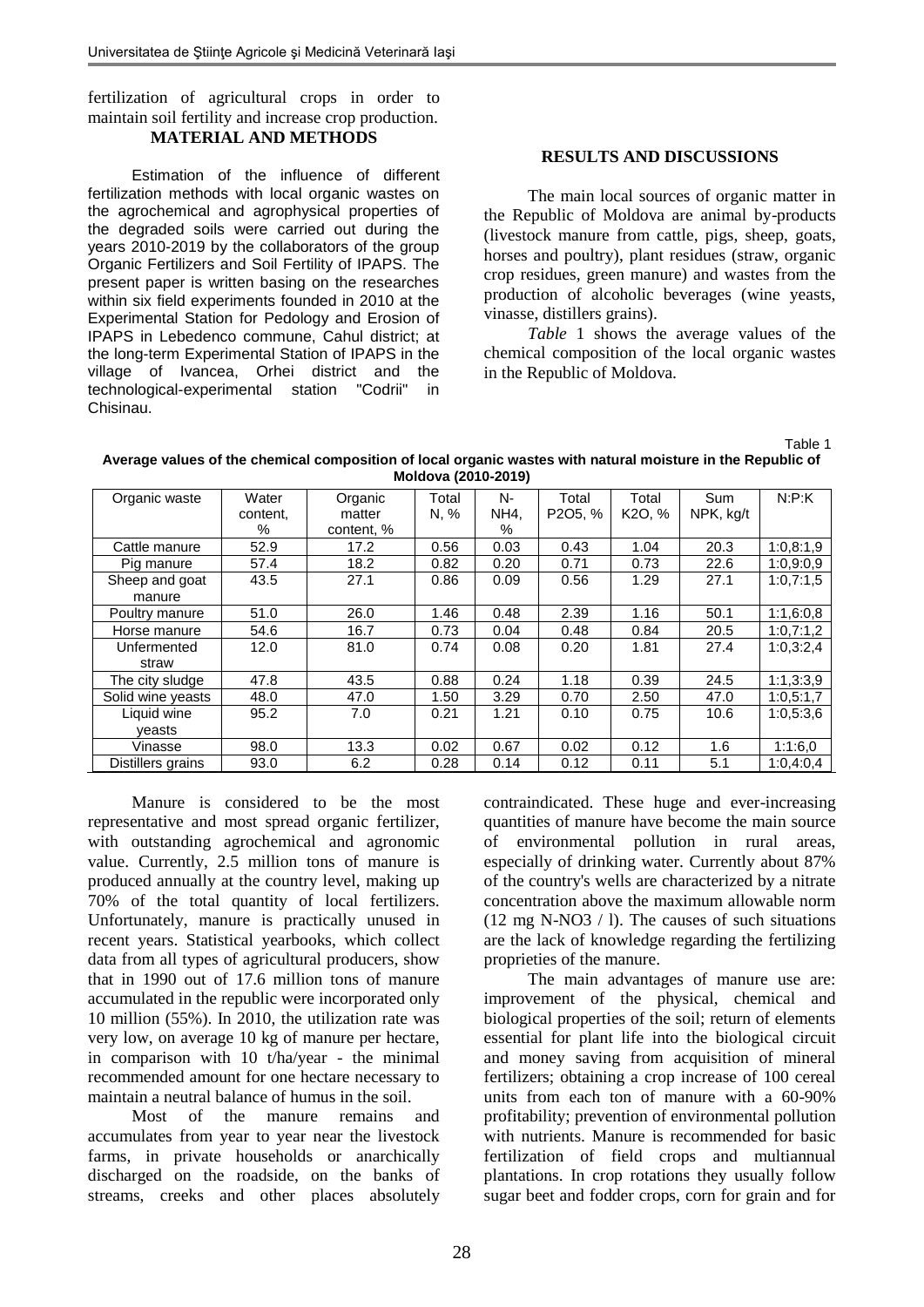fertilization of agricultural crops in order to maintain soil fertility and increase crop production.

## MATERIAL AND METHODS

Estimation of the influence of different fertilization methods with local organic wastes on the agrochemical and agrophysical properties of the degraded soils were carried out during the years 2010-2019 by the collaborators of the group Organic Fertilizers and Soil Fertility of IPAPS. The present paper is written basing on the researches within six field experiments founded in 2010 at the Experimental Station for Pedology and Erosion of IPAPS in Lebedenco commune, Cahul district; at the long-term Experimental Station of IPAPS in the village of Ivancea, Orhei district and the technological-experimental station "Codrii" in Chisinau.

## RESULTS AND DISCUSSIONS

The main local sources of organic matter in the Republic of Moldova are animal by-products (livestock manure from cattle, pigs, sheep, goats, horses and poultry), plant residues (straw, organic crop residues, green manure) and wastes from the production of alcoholic beverages (wine yeasts, vinasse, distillers grains).

*Table* 1 shows the average values of the chemical composition of the local organic wastes in the Republic of Moldova.

Table 1

**Average values of the chemical composition of local organic wastes with natural moisture in the Republic of Moldova (2010-2019)**

| Organic waste | Water content, % | Organic matter content, % | Total N, % | N-NH4, % | Total P2O5, % | Total K2O, % | Sum NPK, kg/t | N:P:K |
|---|---|---|---|---|---|---|---|---|
| Cattle manure | 52.9 | 17.2 | 0.56 | 0.03 | 0.43 | 1.04 | 20.3 | 1:0,8:1,9 |
| Pig manure | 57.4 | 18.2 | 0.82 | 0.20 | 0.71 | 0.73 | 22.6 | 1:0,9:0,9 |
| Sheep and goat manure | 43.5 | 27.1 | 0.86 | 0.09 | 0.56 | 1.29 | 27.1 | 1:0,7:1,5 |
| Poultry manure | 51.0 | 26.0 | 1.46 | 0.48 | 2.39 | 1.16 | 50.1 | 1:1,6:0,8 |
| Horse manure | 54.6 | 16.7 | 0.73 | 0.04 | 0.48 | 0.84 | 20.5 | 1:0,7:1,2 |
| Unfermented straw | 12.0 | 81.0 | 0.74 | 0.08 | 0.20 | 1.81 | 27.4 | 1:0,3:2,4 |
| The city sludge | 47.8 | 43.5 | 0.88 | 0.24 | 1.18 | 0.39 | 24.5 | 1:1,3:3,9 |
| Solid wine yeasts | 48.0 | 47.0 | 1.50 | 3.29 | 0.70 | 2.50 | 47.0 | 1:0,5:1,7 |
| Liquid wine yeasts | 95.2 | 7.0 | 0.21 | 1.21 | 0.10 | 0.75 | 10.6 | 1:0,5:3,6 |
| Vinasse | 98.0 | 13.3 | 0.02 | 0.67 | 0.02 | 0.12 | 1.6 | 1:1:6,0 |
| Distillers grains | 93.0 | 6.2 | 0.28 | 0.14 | 0.12 | 0.11 | 5.1 | 1:0,4:0,4 |

Manure is considered to be the most representative and most spread organic fertilizer, with outstanding agrochemical and agronomic value. Currently, 2.5 million tons of manure is produced annually at the country level, making up 70% of the total quantity of local fertilizers. Unfortunately, manure is practically unused in recent years. Statistical yearbooks, which collect data from all types of agricultural producers, show that in 1990 out of 17.6 million tons of manure accumulated in the republic were incorporated only 10 million (55%). In 2010, the utilization rate was very low, on average 10 kg of manure per hectare, in comparison with 10 t/ha/year - the minimal recommended amount for one hectare necessary to maintain a neutral balance of humus in the soil.

Most of the manure remains and accumulates from year to year near the livestock farms, in private households or anarchically discharged on the roadside, on the banks of streams, creeks and other places absolutely contraindicated. These huge and ever-increasing quantities of manure have become the main source of environmental pollution in rural areas, especially of drinking water. Currently about 87% of the country's wells are characterized by a nitrate concentration above the maximum allowable norm (12 mg N-NO3 / l). The causes of such situations are the lack of knowledge regarding the fertilizing proprieties of the manure.

The main advantages of manure use are: improvement of the physical, chemical and biological properties of the soil; return of elements essential for plant life into the biological circuit and money saving from acquisition of mineral fertilizers; obtaining a crop increase of 100 cereal units from each ton of manure with a 60-90% profitability; prevention of environmental pollution with nutrients. Manure is recommended for basic fertilization of field crops and multiannual plantations. In crop rotations they usually follow sugar beet and fodder crops, corn for grain and for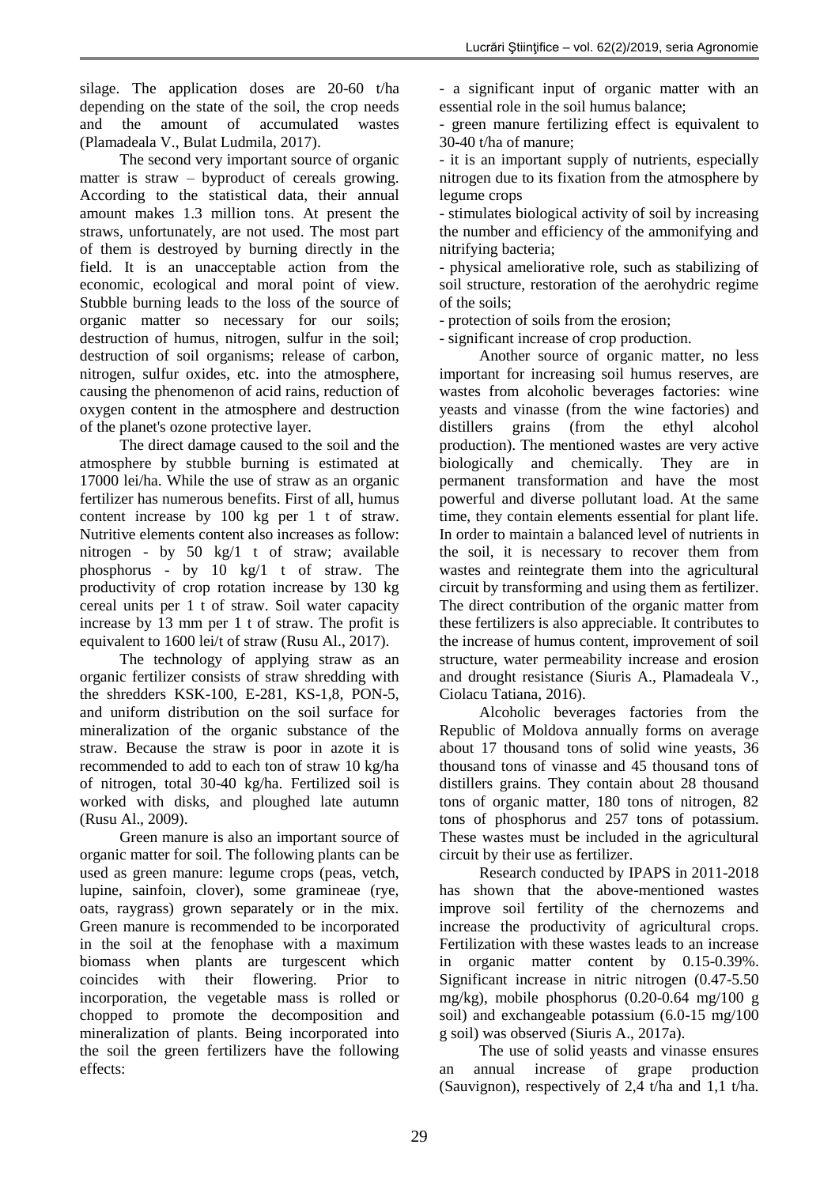silage. The application doses are 20-60 t/ha depending on the state of the soil, the crop needs and the amount of accumulated wastes (Plamadeala V., Bulat Ludmila, 2017).

The second very important source of organic matter is straw – byproduct of cereals growing. According to the statistical data, their annual amount makes 1.3 million tons. At present the straws, unfortunately, are not used. The most part of them is destroyed by burning directly in the field. It is an unacceptable action from the economic, ecological and moral point of view. Stubble burning leads to the loss of the source of organic matter so necessary for our soils; destruction of humus, nitrogen, sulfur in the soil; destruction of soil organisms; release of carbon, nitrogen, sulfur oxides, etc. into the atmosphere, causing the phenomenon of acid rains, reduction of oxygen content in the atmosphere and destruction of the planet's ozone protective layer.

The direct damage caused to the soil and the atmosphere by stubble burning is estimated at 17000 lei/ha. While the use of straw as an organic fertilizer has numerous benefits. First of all, humus content increase by 100 kg per 1 t of straw. Nutritive elements content also increases as follow: nitrogen - by 50 kg/1 t of straw; available phosphorus - by 10 kg/1 t of straw. The productivity of crop rotation increase by 130 kg cereal units per 1 t of straw. Soil water capacity increase by 13 mm per 1 t of straw. The profit is equivalent to 1600 lei/t of straw (Rusu Al., 2017).

The technology of applying straw as an organic fertilizer consists of straw shredding with the shredders KSK-100, E-281, KS-1,8, PON-5, and uniform distribution on the soil surface for mineralization of the organic substance of the straw. Because the straw is poor in azote it is recommended to add to each ton of straw 10 kg/ha of nitrogen, total 30-40 kg/ha. Fertilized soil is worked with disks, and ploughed late autumn (Rusu Al., 2009).

Green manure is also an important source of organic matter for soil. The following plants can be used as green manure: legume crops (peas, vetch, lupine, sainfoin, clover), some gramineae (rye, oats, raygrass) grown separately or in the mix. Green manure is recommended to be incorporated in the soil at the fenophase with a maximum biomass when plants are turgescent which coincides with their flowering. Prior to incorporation, the vegetable mass is rolled or chopped to promote the decomposition and mineralization of plants. Being incorporated into the soil the green fertilizers have the following effects:

- a significant input of organic matter with an essential role in the soil humus balance;
- green manure fertilizing effect is equivalent to 30-40 t/ha of manure;
- it is an important supply of nutrients, especially nitrogen due to its fixation from the atmosphere by legume crops
- stimulates biological activity of soil by increasing the number and efficiency of the ammonifying and nitrifying bacteria;
- physical ameliorative role, such as stabilizing of soil structure, restoration of the aerohydric regime of the soils;
- protection of soils from the erosion;
- significant increase of crop production.

Another source of organic matter, no less important for increasing soil humus reserves, are wastes from alcoholic beverages factories: wine yeasts and vinasse (from the wine factories) and distillers grains (from the ethyl alcohol production). The mentioned wastes are very active biologically and chemically. They are in permanent transformation and have the most powerful and diverse pollutant load. At the same time, they contain elements essential for plant life. In order to maintain a balanced level of nutrients in the soil, it is necessary to recover them from wastes and reintegrate them into the agricultural circuit by transforming and using them as fertilizer. The direct contribution of the organic matter from these fertilizers is also appreciable. It contributes to the increase of humus content, improvement of soil structure, water permeability increase and erosion and drought resistance (Siuris A., Plamadeala V., Ciolacu Tatiana, 2016).

Alcoholic beverages factories from the Republic of Moldova annually forms on average about 17 thousand tons of solid wine yeasts, 36 thousand tons of vinasse and 45 thousand tons of distillers grains. They contain about 28 thousand tons of organic matter, 180 tons of nitrogen, 82 tons of phosphorus and 257 tons of potassium. These wastes must be included in the agricultural circuit by their use as fertilizer.

Research conducted by IPAPS in 2011-2018 has shown that the above-mentioned wastes improve soil fertility of the chernozems and increase the productivity of agricultural crops. Fertilization with these wastes leads to an increase in organic matter content by 0.15-0.39%. Significant increase in nitric nitrogen (0.47-5.50 mg/kg), mobile phosphorus (0.20-0.64 mg/100 g soil) and exchangeable potassium (6.0-15 mg/100 g soil) was observed (Siuris A., 2017a).

The use of solid yeasts and vinasse ensures an annual increase of grape production (Sauvignon), respectively of 2,4 t/ha and 1,1 t/ha.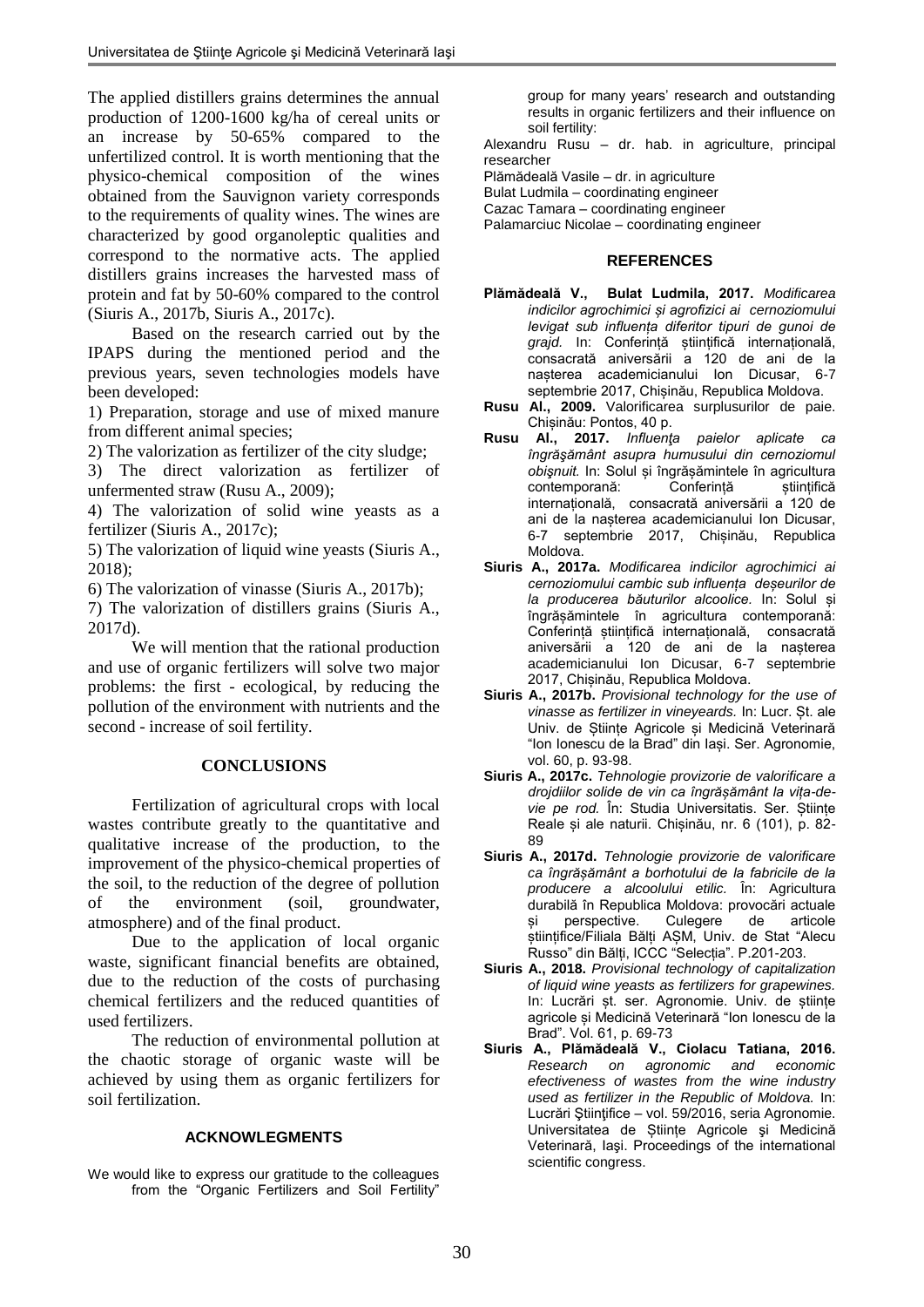The applied distillers grains determines the annual production of 1200-1600 kg/ha of cereal units or an increase by 50-65% compared to the unfertilized control. It is worth mentioning that the physico-chemical composition of the wines obtained from the Sauvignon variety corresponds to the requirements of quality wines. The wines are characterized by good organoleptic qualities and correspond to the normative acts. The applied distillers grains increases the harvested mass of protein and fat by 50-60% compared to the control (Siuris A., 2017b, Siuris A., 2017c).

Based on the research carried out by the IPAPS during the mentioned period and the previous years, seven technologies models have been developed:

1) Preparation, storage and use of mixed manure from different animal species;

2) The valorization as fertilizer of the city sludge;

3) The direct valorization as fertilizer of unfermented straw (Rusu A., 2009);

4) The valorization of solid wine yeasts as a fertilizer (Siuris A., 2017c);

5) The valorization of liquid wine yeasts (Siuris A., 2018);

6) The valorization of vinasse (Siuris A., 2017b);

7) The valorization of distillers grains (Siuris A., 2017d).

We will mention that the rational production and use of organic fertilizers will solve two major problems: the first - ecological, by reducing the pollution of the environment with nutrients and the second - increase of soil fertility.

## CONCLUSIONS

Fertilization of agricultural crops with local wastes contribute greatly to the quantitative and qualitative increase of the production, to the improvement of the physico-chemical properties of the soil, to the reduction of the degree of pollution of the environment (soil, groundwater, atmosphere) and of the final product.

Due to the application of local organic waste, significant financial benefits are obtained, due to the reduction of the costs of purchasing chemical fertilizers and the reduced quantities of used fertilizers.

The reduction of environmental pollution at the chaotic storage of organic waste will be achieved by using them as organic fertilizers for soil fertilization.

## ACKNOWLEGMENTS

We would like to express our gratitude to the colleagues from the "Organic Fertilizers and Soil Fertility" group for many years' research and outstanding results in organic fertilizers and their influence on soil fertility:

Alexandru Rusu – dr. hab. in agriculture, principal researcher

Plămădeală Vasile – dr. in agriculture

Bulat Ludmila – coordinating engineer

Cazac Tamara – coordinating engineer

Palamarciuc Nicolae – coordinating engineer

## REFERENCES

**Plămădeală V., Bulat Ludmila, 2017.** *Modificarea indicilor agrochimici și agrofizici ai cernoziomului levigat sub influența diferitor tipuri de gunoi de grajd.* In: Conferință științifică internațională, consacrată aniversării a 120 de ani de la nașterea academicianului Ion Dicusar, 6-7 septembrie 2017, Chișinău, Republica Moldova.

**Rusu Al., 2009.** Valorificarea surplusurilor de paie. Chișinău: Pontos, 40 p.

**Rusu Al., 2017.** *Influenţa paielor aplicate ca îngrăşământ asupra humusului din cernoziomul obişnuit.* In: Solul și îngrășămintele în agricultura contemporană: Conferință științifică internațională, consacrată aniversării a 120 de ani de la nașterea academicianului Ion Dicusar, 6-7 septembrie 2017, Chișinău, Republica Moldova.

**Siuris A., 2017a.** *Modificarea indicilor agrochimici ai cernoziomului cambic sub influența deșeurilor de la producerea băuturilor alcoolice.* In: Solul și îngrășămintele în agricultura contemporană: Conferință științifică internațională, consacrată aniversării a 120 de ani de la nașterea academicianului Ion Dicusar, 6-7 septembrie 2017, Chișinău, Republica Moldova.

**Siuris A., 2017b.** *Provisional technology for the use of vinasse as fertilizer in vineyards.* In: Lucr. Șt. ale Univ. de Științe Agricole și Medicină Veterinară "Ion Ionescu de la Brad" din Iași. Ser. Agronomie, vol. 60, p. 93-98.

**Siuris A., 2017c.** *Tehnologie provizorie de valorificare a drojdiilor solide de vin ca îngrășământ la vița-de-vie pe rod.* În: Studia Universitatis. Ser. Științe Reale și ale naturii. Chișinău, nr. 6 (101), p. 82-89

**Siuris A., 2017d.** *Tehnologie provizorie de valorificare ca îngrășământ a borhotului de la fabricile de la producere a alcoolului etilic.* În: Agricultura durabilă în Republica Moldova: provocări actuale și perspective. Culegere de articole științifice/Filiala Bălți AȘM, Univ. de Stat "Alecu Russo" din Bălți, ICCC "Selecția". P.201-203.

**Siuris A., 2018.** *Provisional technology of capitalization of liquid wine yeasts as fertilizers for grapewines.* In: Lucrări șt. ser. Agronomie. Univ. de științe agricole și Medicină Veterinară "Ion Ionescu de la Brad". Vol. 61, p. 69-73

**Siuris A., Plămădeală V., Ciolacu Tatiana, 2016.** *Research on agronomic and economic efectiveness of wastes from the wine industry used as fertilizer in the Republic of Moldova.* In: Lucrări Ştiinţifice – vol. 59/2016, seria Agronomie. Universitatea de Științe Agricole şi Medicină Veterinară, Iaşi. Proceedings of the international scientific congress.